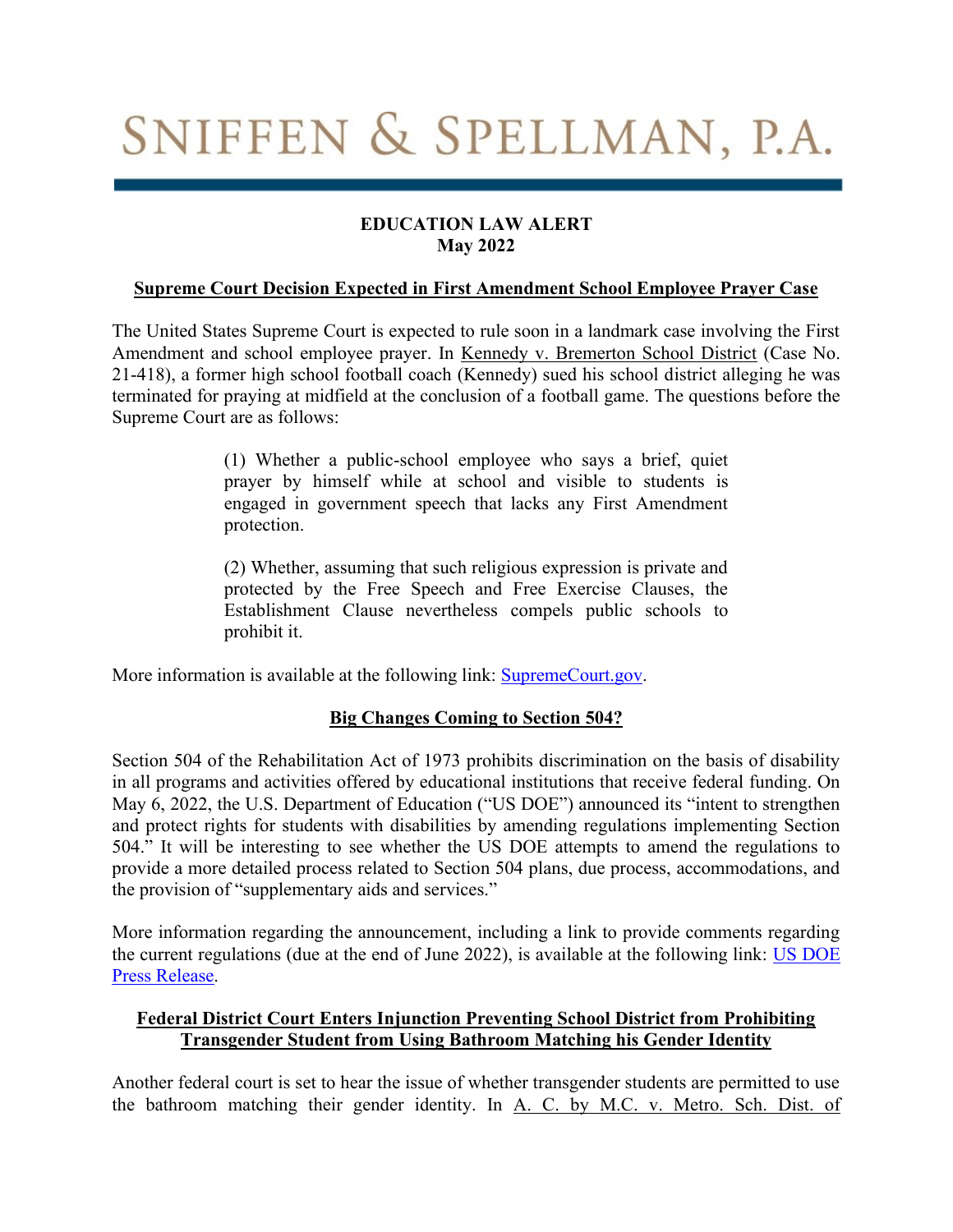# SNIFFEN & SPELLMAN, P.A.

**EDUCATION LAW ALERT**
**May 2022**

## Supreme Court Decision Expected in First Amendment School Employee Prayer Case

The United States Supreme Court is expected to rule soon in a landmark case involving the First Amendment and school employee prayer. In Kennedy v. Bremerton School District (Case No. 21-418), a former high school football coach (Kennedy) sued his school district alleging he was terminated for praying at midfield at the conclusion of a football game. The questions before the Supreme Court are as follows:

> (1) Whether a public-school employee who says a brief, quiet prayer by himself while at school and visible to students is engaged in government speech that lacks any First Amendment protection.
>
> (2) Whether, assuming that such religious expression is private and protected by the Free Speech and Free Exercise Clauses, the Establishment Clause nevertheless compels public schools to prohibit it.

More information is available at the following link: SupremeCourt.gov.

## Big Changes Coming to Section 504?

Section 504 of the Rehabilitation Act of 1973 prohibits discrimination on the basis of disability in all programs and activities offered by educational institutions that receive federal funding. On May 6, 2022, the U.S. Department of Education ("US DOE") announced its "intent to strengthen and protect rights for students with disabilities by amending regulations implementing Section 504." It will be interesting to see whether the US DOE attempts to amend the regulations to provide a more detailed process related to Section 504 plans, due process, accommodations, and the provision of "supplementary aids and services."

More information regarding the announcement, including a link to provide comments regarding the current regulations (due at the end of June 2022), is available at the following link: US DOE Press Release.

## Federal District Court Enters Injunction Preventing School District from Prohibiting Transgender Student from Using Bathroom Matching his Gender Identity

Another federal court is set to hear the issue of whether transgender students are permitted to use the bathroom matching their gender identity. In A. C. by M.C. v. Metro. Sch. Dist. of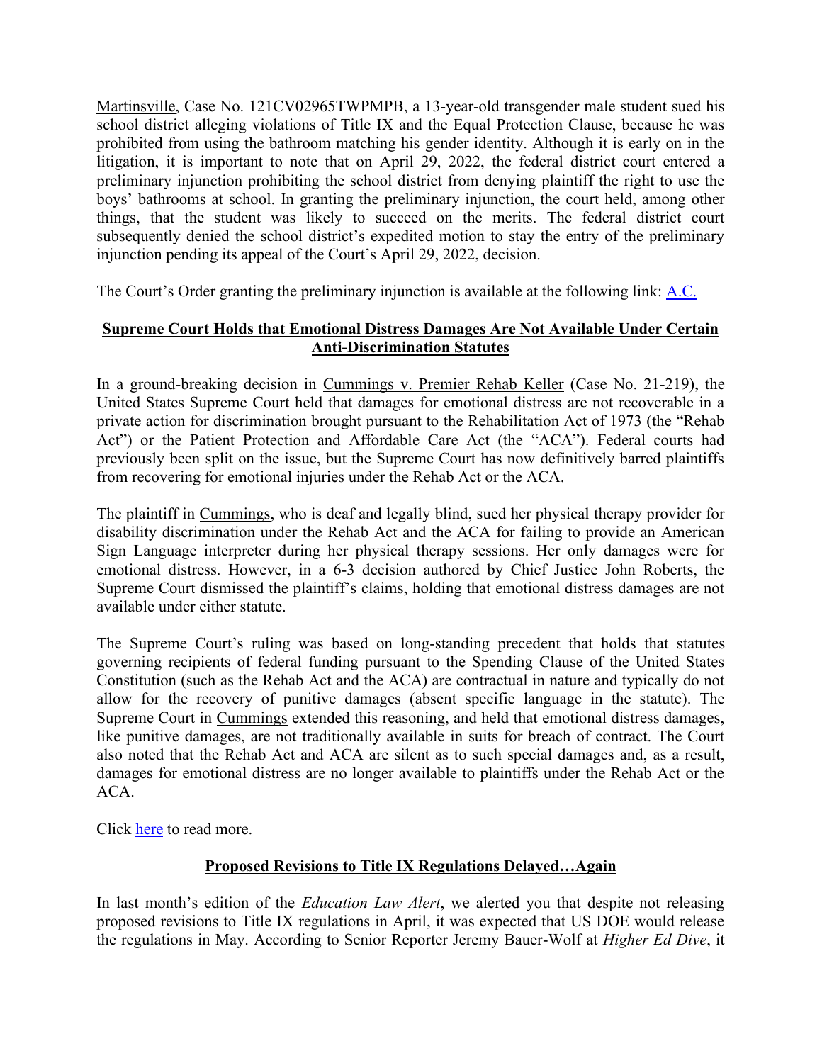Martinsville, Case No. 121CV02965TWPMPB, a 13-year-old transgender male student sued his school district alleging violations of Title IX and the Equal Protection Clause, because he was prohibited from using the bathroom matching his gender identity. Although it is early on in the litigation, it is important to note that on April 29, 2022, the federal district court entered a preliminary injunction prohibiting the school district from denying plaintiff the right to use the boys' bathrooms at school. In granting the preliminary injunction, the court held, among other things, that the student was likely to succeed on the merits. The federal district court subsequently denied the school district's expedited motion to stay the entry of the preliminary injunction pending its appeal of the Court's April 29, 2022, decision.

The Court's Order granting the preliminary injunction is available at the following link: A.C.

## Supreme Court Holds that Emotional Distress Damages Are Not Available Under Certain Anti-Discrimination Statutes

In a ground-breaking decision in Cummings v. Premier Rehab Keller (Case No. 21-219), the United States Supreme Court held that damages for emotional distress are not recoverable in a private action for discrimination brought pursuant to the Rehabilitation Act of 1973 (the "Rehab Act") or the Patient Protection and Affordable Care Act (the "ACA"). Federal courts had previously been split on the issue, but the Supreme Court has now definitively barred plaintiffs from recovering for emotional injuries under the Rehab Act or the ACA.

The plaintiff in Cummings, who is deaf and legally blind, sued her physical therapy provider for disability discrimination under the Rehab Act and the ACA for failing to provide an American Sign Language interpreter during her physical therapy sessions. Her only damages were for emotional distress. However, in a 6-3 decision authored by Chief Justice John Roberts, the Supreme Court dismissed the plaintiff's claims, holding that emotional distress damages are not available under either statute.

The Supreme Court's ruling was based on long-standing precedent that holds that statutes governing recipients of federal funding pursuant to the Spending Clause of the United States Constitution (such as the Rehab Act and the ACA) are contractual in nature and typically do not allow for the recovery of punitive damages (absent specific language in the statute). The Supreme Court in Cummings extended this reasoning, and held that emotional distress damages, like punitive damages, are not traditionally available in suits for breach of contract. The Court also noted that the Rehab Act and ACA are silent as to such special damages and, as a result, damages for emotional distress are no longer available to plaintiffs under the Rehab Act or the ACA.

Click here to read more.

## Proposed Revisions to Title IX Regulations Delayed…Again

In last month's edition of the *Education Law Alert*, we alerted you that despite not releasing proposed revisions to Title IX regulations in April, it was expected that US DOE would release the regulations in May. According to Senior Reporter Jeremy Bauer-Wolf at *Higher Ed Dive*, it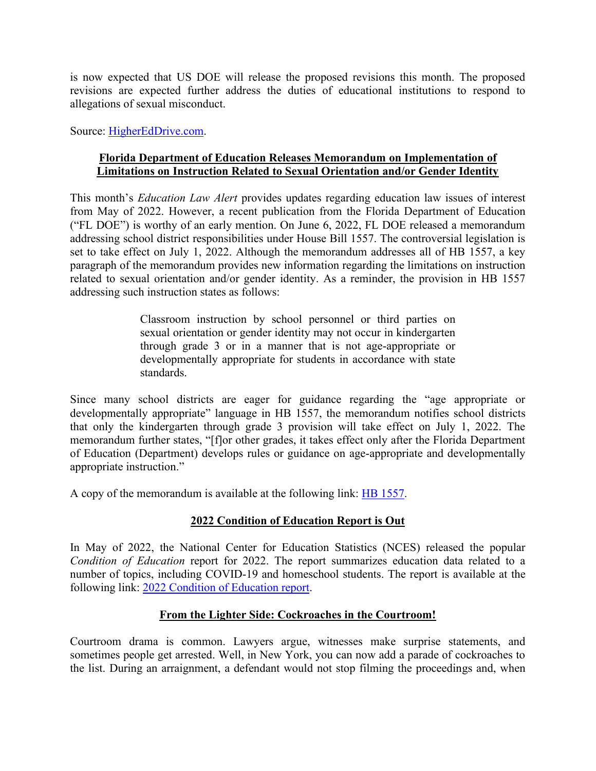is now expected that US DOE will release the proposed revisions this month. The proposed revisions are expected further address the duties of educational institutions to respond to allegations of sexual misconduct.

Source: [HigherEdDrive.com](HigherEdDrive.com).

## **Florida Department of Education Releases Memorandum on Implementation of Limitations on Instruction Related to Sexual Orientation and/or Gender Identity**

This month's *Education Law Alert* provides updates regarding education law issues of interest from May of 2022. However, a recent publication from the Florida Department of Education ("FL DOE") is worthy of an early mention. On June 6, 2022, FL DOE released a memorandum addressing school district responsibilities under House Bill 1557. The controversial legislation is set to take effect on July 1, 2022. Although the memorandum addresses all of HB 1557, a key paragraph of the memorandum provides new information regarding the limitations on instruction related to sexual orientation and/or gender identity. As a reminder, the provision in HB 1557 addressing such instruction states as follows:

> Classroom instruction by school personnel or third parties on sexual orientation or gender identity may not occur in kindergarten through grade 3 or in a manner that is not age-appropriate or developmentally appropriate for students in accordance with state standards.

Since many school districts are eager for guidance regarding the "age appropriate or developmentally appropriate" language in HB 1557, the memorandum notifies school districts that only the kindergarten through grade 3 provision will take effect on July 1, 2022. The memorandum further states, "[f]or other grades, it takes effect only after the Florida Department of Education (Department) develops rules or guidance on age-appropriate and developmentally appropriate instruction."

A copy of the memorandum is available at the following link: [HB 1557](HB 1557).

## **2022 Condition of Education Report is Out**

In May of 2022, the National Center for Education Statistics (NCES) released the popular *Condition of Education* report for 2022. The report summarizes education data related to a number of topics, including COVID-19 and homeschool students. The report is available at the following link: [2022 Condition of Education report](2022 Condition of Education report).

## **From the Lighter Side: Cockroaches in the Courtroom!**

Courtroom drama is common. Lawyers argue, witnesses make surprise statements, and sometimes people get arrested. Well, in New York, you can now add a parade of cockroaches to the list. During an arraignment, a defendant would not stop filming the proceedings and, when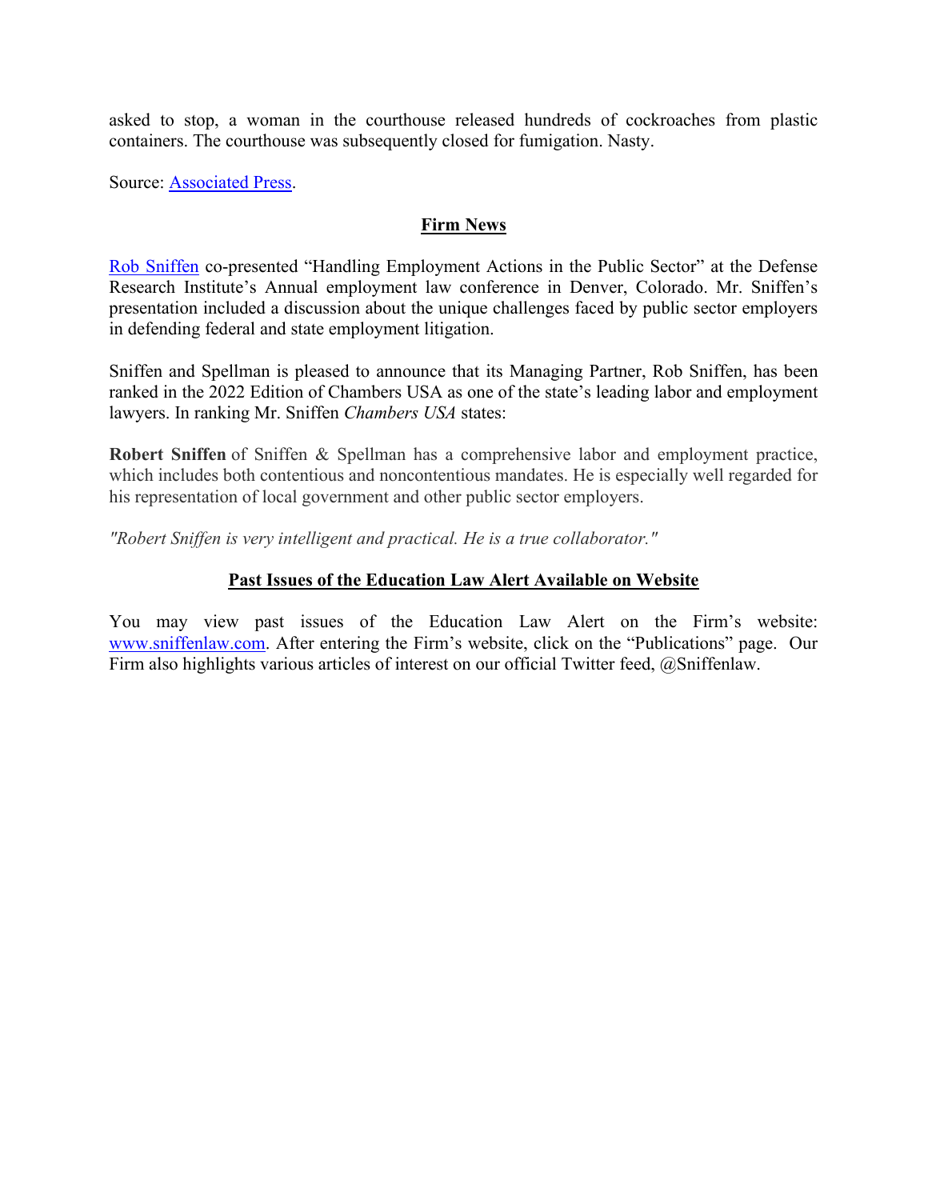asked to stop, a woman in the courthouse released hundreds of cockroaches from plastic containers. The courthouse was subsequently closed for fumigation. Nasty.

Source: Associated Press.

## Firm News

Rob Sniffen co-presented "Handling Employment Actions in the Public Sector" at the Defense Research Institute's Annual employment law conference in Denver, Colorado. Mr. Sniffen's presentation included a discussion about the unique challenges faced by public sector employers in defending federal and state employment litigation.

Sniffen and Spellman is pleased to announce that its Managing Partner, Rob Sniffen, has been ranked in the 2022 Edition of Chambers USA as one of the state's leading labor and employment lawyers. In ranking Mr. Sniffen *Chambers USA* states:

**Robert Sniffen** of Sniffen & Spellman has a comprehensive labor and employment practice, which includes both contentious and noncontentious mandates. He is especially well regarded for his representation of local government and other public sector employers.

*"Robert Sniffen is very intelligent and practical. He is a true collaborator."*

## Past Issues of the Education Law Alert Available on Website

You may view past issues of the Education Law Alert on the Firm's website: www.sniffenlaw.com. After entering the Firm's website, click on the "Publications" page. Our Firm also highlights various articles of interest on our official Twitter feed, @Sniffenlaw.